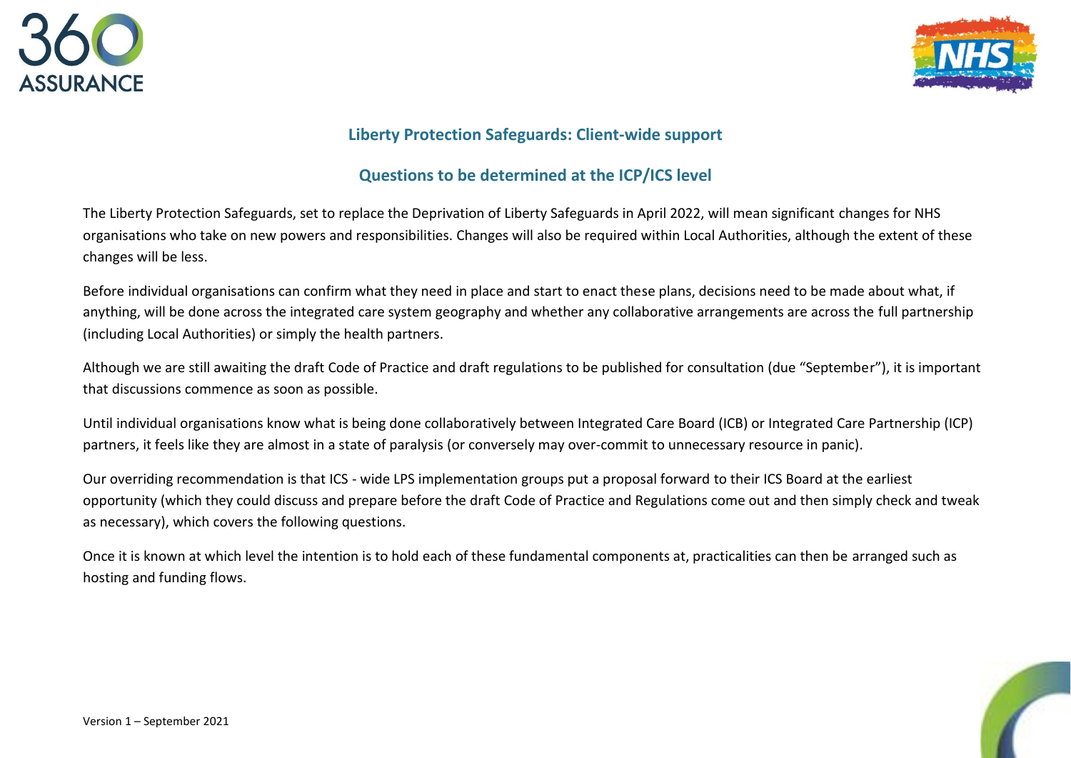## Liberty Protection Safeguards: Client-wide support

## Questions to be determined at the ICP/ICS level

The Liberty Protection Safeguards, set to replace the Deprivation of Liberty Safeguards in April 2022, will mean significant changes for NHS organisations who take on new powers and responsibilities. Changes will also be required within Local Authorities, although the extent of these changes will be less.

Before individual organisations can confirm what they need in place and start to enact these plans, decisions need to be made about what, if anything, will be done across the integrated care system geography and whether any collaborative arrangements are across the full partnership (including Local Authorities) or simply the health partners.

Although we are still awaiting the draft Code of Practice and draft regulations to be published for consultation (due "September"), it is important that discussions commence as soon as possible.

Until individual organisations know what is being done collaboratively between Integrated Care Board (ICB) or Integrated Care Partnership (ICP) partners, it feels like they are almost in a state of paralysis (or conversely may over-commit to unnecessary resource in panic).

Our overriding recommendation is that ICS - wide LPS implementation groups put a proposal forward to their ICS Board at the earliest opportunity (which they could discuss and prepare before the draft Code of Practice and Regulations come out and then simply check and tweak as necessary), which covers the following questions.

Once it is known at which level the intention is to hold each of these fundamental components at, practicalities can then be arranged such as hosting and funding flows.

Version 1 – September 2021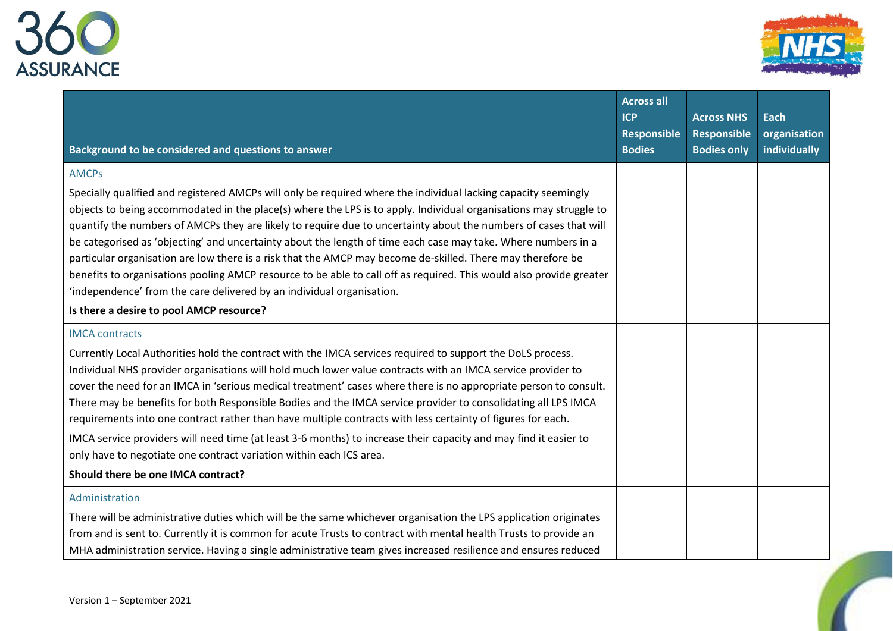| Background to be considered and questions to answer | Across all ICP Responsible Bodies | Across NHS Responsible Bodies only | Each organisation individually |
|---|---|---|---|
| AMCPs<br><br>Specially qualified and registered AMCPs will only be required where the individual lacking capacity seemingly objects to being accommodated in the place(s) where the LPS is to apply. Individual organisations may struggle to quantify the numbers of AMCPs they are likely to require due to uncertainty about the numbers of cases that will be categorised as 'objecting' and uncertainty about the length of time each case may take. Where numbers in a particular organisation are low there is a risk that the AMCP may become de-skilled. There may therefore be benefits to organisations pooling AMCP resource to be able to call off as required. This would also provide greater 'independence' from the care delivered by an individual organisation.<br><br>**Is there a desire to pool AMCP resource?** | | | |
| IMCA contracts<br><br>Currently Local Authorities hold the contract with the IMCA services required to support the DoLS process. Individual NHS provider organisations will hold much lower value contracts with an IMCA service provider to cover the need for an IMCA in 'serious medical treatment' cases where there is no appropriate person to consult. There may be benefits for both Responsible Bodies and the IMCA service provider to consolidating all LPS IMCA requirements into one contract rather than have multiple contracts with less certainty of figures for each.<br><br>IMCA service providers will need time (at least 3-6 months) to increase their capacity and may find it easier to only have to negotiate one contract variation within each ICS area.<br><br>**Should there be one IMCA contract?** | | | |
| Administration<br><br>There will be administrative duties which will be the same whichever organisation the LPS application originates from and is sent to. Currently it is common for acute Trusts to contract with mental health Trusts to provide an MHA administration service. Having a single administrative team gives increased resilience and ensures reduced | | | |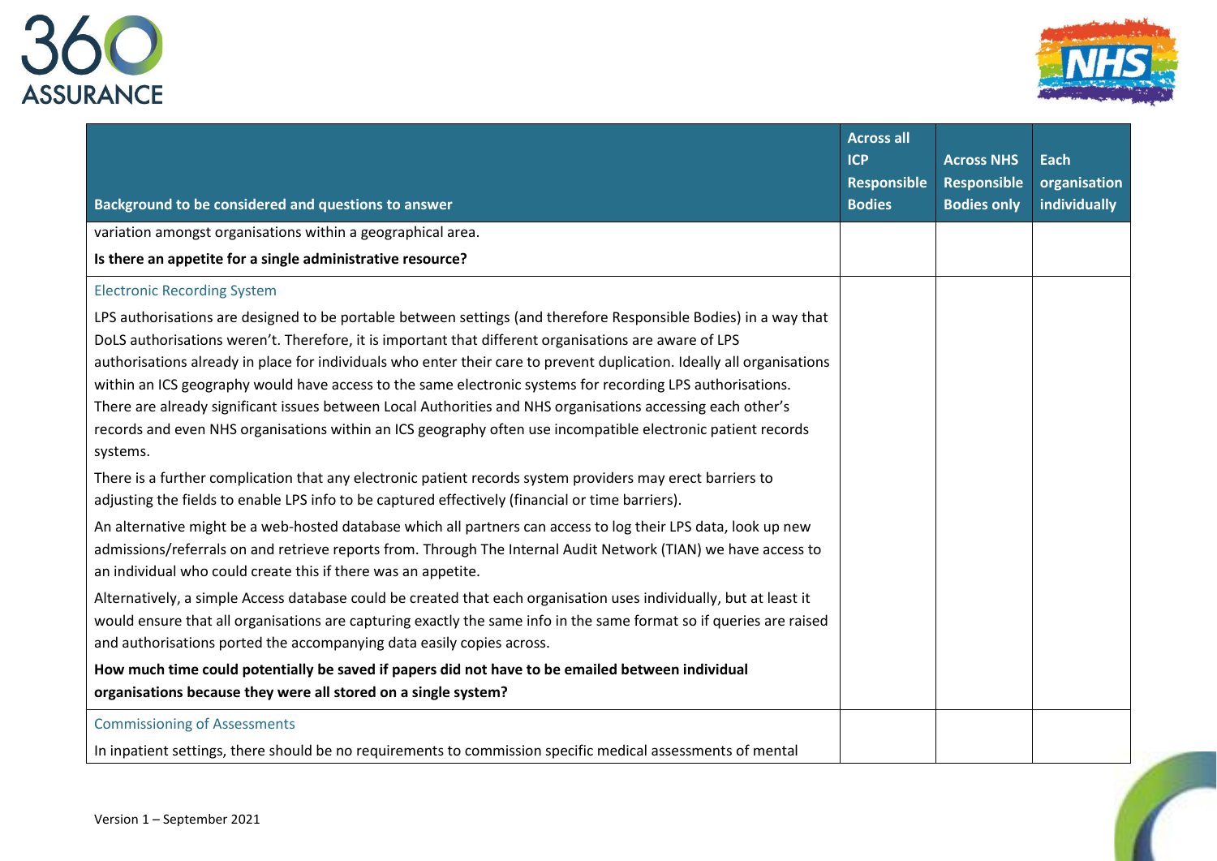| Background to be considered and questions to answer | Across all ICP Responsible Bodies | Across NHS Responsible Bodies only | Each organisation individually |
|---|---|---|---|
| variation amongst organisations within a geographical area.<br><br>**Is there an appetite for a single administrative resource?** | | | |
| Electronic Recording System<br><br>LPS authorisations are designed to be portable between settings (and therefore Responsible Bodies) in a way that DoLS authorisations weren't. Therefore, it is important that different organisations are aware of LPS authorisations already in place for individuals who enter their care to prevent duplication. Ideally all organisations within an ICS geography would have access to the same electronic systems for recording LPS authorisations. There are already significant issues between Local Authorities and NHS organisations accessing each other's records and even NHS organisations within an ICS geography often use incompatible electronic patient records systems.<br><br>There is a further complication that any electronic patient records system providers may erect barriers to adjusting the fields to enable LPS info to be captured effectively (financial or time barriers).<br><br>An alternative might be a web-hosted database which all partners can access to log their LPS data, look up new admissions/referrals on and retrieve reports from. Through The Internal Audit Network (TIAN) we have access to an individual who could create this if there was an appetite.<br><br>Alternatively, a simple Access database could be created that each organisation uses individually, but at least it would ensure that all organisations are capturing exactly the same info in the same format so if queries are raised and authorisations ported the accompanying data easily copies across.<br><br>**How much time could potentially be saved if papers did not have to be emailed between individual organisations because they were all stored on a single system?** | | | |
| Commissioning of Assessments<br><br>In inpatient settings, there should be no requirements to commission specific medical assessments of mental | | | |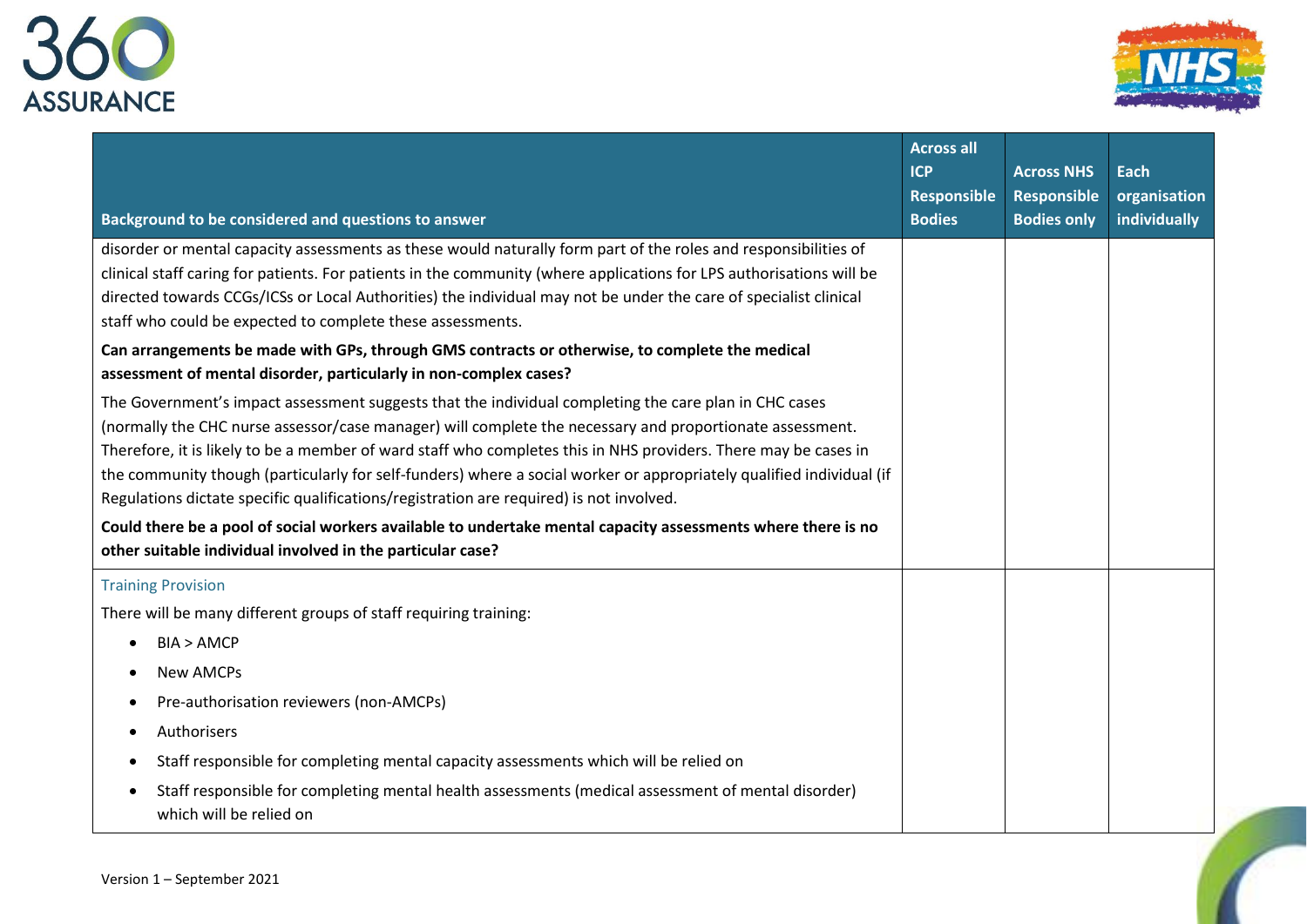| Background to be considered and questions to answer | Across all ICP Responsible Bodies | Across NHS Responsible Bodies only | Each organisation individually |
|---|---|---|---|
| disorder or mental capacity assessments as these would naturally form part of the roles and responsibilities of clinical staff caring for patients. For patients in the community (where applications for LPS authorisations will be directed towards CCGs/ICSs or Local Authorities) the individual may not be under the care of specialist clinical staff who could be expected to complete these assessments.<br><br>**Can arrangements be made with GPs, through GMS contracts or otherwise, to complete the medical assessment of mental disorder, particularly in non-complex cases?**<br><br>The Government's impact assessment suggests that the individual completing the care plan in CHC cases (normally the CHC nurse assessor/case manager) will complete the necessary and proportionate assessment. Therefore, it is likely to be a member of ward staff who completes this in NHS providers. There may be cases in the community though (particularly for self-funders) where a social worker or appropriately qualified individual (if Regulations dictate specific qualifications/registration are required) is not involved.<br><br>**Could there be a pool of social workers available to undertake mental capacity assessments where there is no other suitable individual involved in the particular case?** | | | |
| Training Provision<br><br>There will be many different groups of staff requiring training:<br><br>• BIA > AMCP<br>• New AMCPs<br>• Pre-authorisation reviewers (non-AMCPs)<br>• Authorisers<br>• Staff responsible for completing mental capacity assessments which will be relied on<br>• Staff responsible for completing mental health assessments (medical assessment of mental disorder) which will be relied on | | | |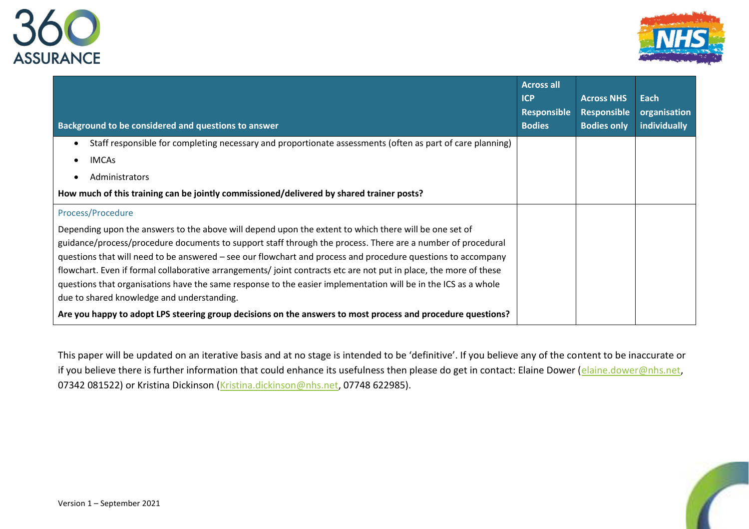| Background to be considered and questions to answer | Across all ICP Responsible Bodies | Across NHS Responsible Bodies only | Each organisation individually |
|---|---|---|---|
| • Staff responsible for completing necessary and proportionate assessments (often as part of care planning)<br>• IMCAs<br>• Administrators<br>**How much of this training can be jointly commissioned/delivered by shared trainer posts?** | | | |
| Process/Procedure<br>Depending upon the answers to the above will depend upon the extent to which there will be one set of guidance/process/procedure documents to support staff through the process. There are a number of procedural questions that will need to be answered – see our flowchart and process and procedure questions to accompany flowchart. Even if formal collaborative arrangements/ joint contracts etc are not put in place, the more of these questions that organisations have the same response to the easier implementation will be in the ICS as a whole due to shared knowledge and understanding.<br>**Are you happy to adopt LPS steering group decisions on the answers to most process and procedure questions?** | | | |

This paper will be updated on an iterative basis and at no stage is intended to be 'definitive'. If you believe any of the content to be inaccurate or if you believe there is further information that could enhance its usefulness then please do get in contact: Elaine Dower (elaine.dower@nhs.net, 07342 081522) or Kristina Dickinson (Kristina.dickinson@nhs.net, 07748 622985).

Version 1 – September 2021